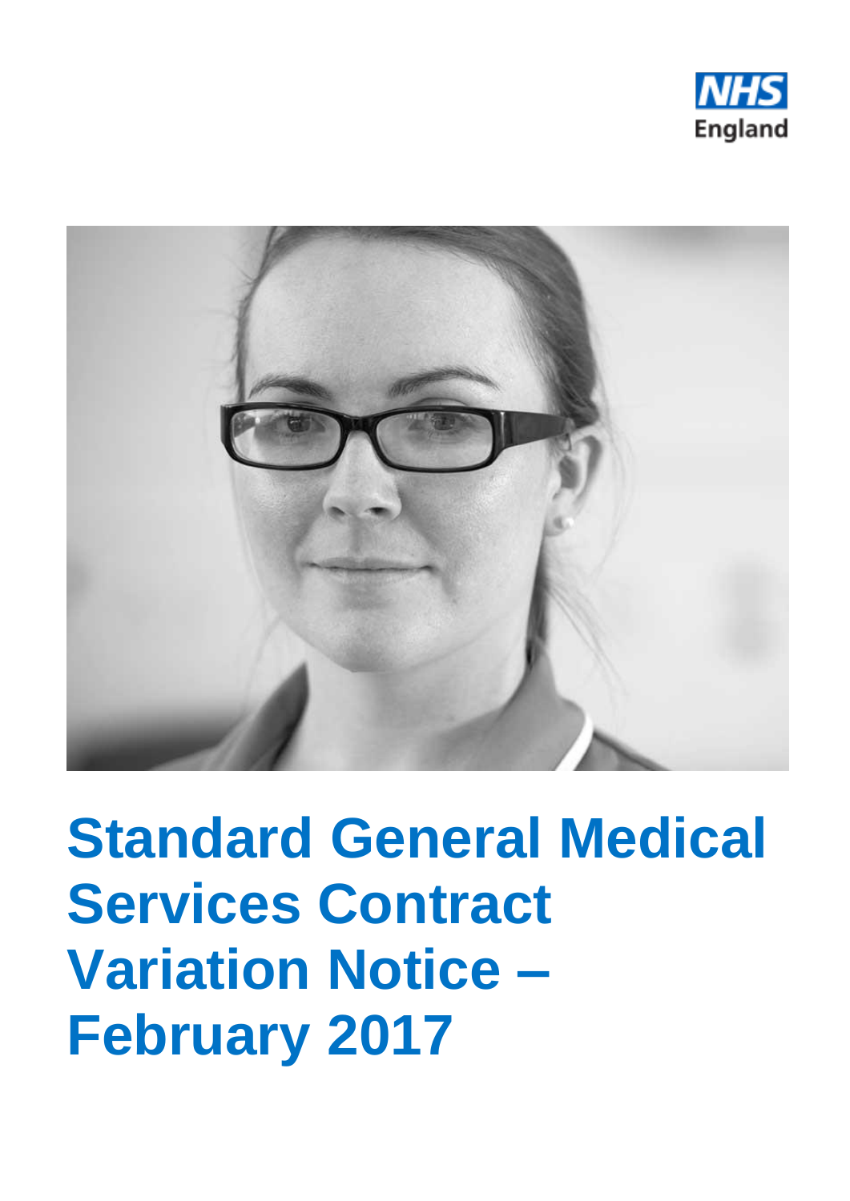NHS England

# Standard General Medical Services Contract Variation Notice – February 2017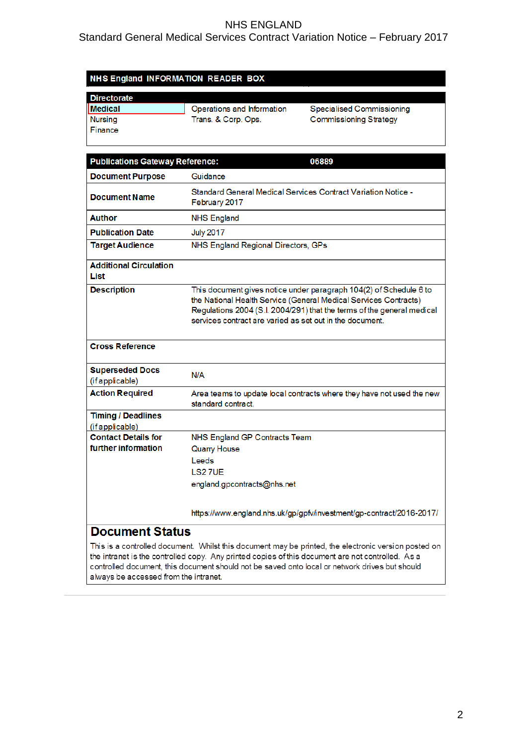## NHS England INFORMATION READER BOX

| Directorate | | |
|---|---|---|
| Medical | Operations and Information | Specialised Commissioning |
| Nursing | Trans. & Corp. Ops. | Commissioning Strategy |
| Finance | | |

| Publications Gateway Reference: | 06889 |
|---|---|
| **Document Purpose** | Guidance |
| **Document Name** | Standard General Medical Services Contract Variation Notice - February 2017 |
| **Author** | NHS England |
| **Publication Date** | July 2017 |
| **Target Audience** | NHS England Regional Directors, GPs |
| **Additional Circulation List** | |
| **Description** | This document gives notice under paragraph 104(2) of Schedule 6 to the National Health Service (General Medical Services Contracts) Regulations 2004 (S.I. 2004/291) that the terms of the general medical services contract are varied as set out in the document. |
| **Cross Reference** | |
| **Superseded Docs** (if applicable) | N/A |
| **Action Required** | Area teams to update local contracts where they have not used the new standard contract. |
| **Timing / Deadlines** (if applicable) | |
| **Contact Details for further information** | NHS England GP Contracts Team<br>Quarry House<br>Leeds<br>LS2 7UE<br>england.gpcontracts@nhs.net<br><br>https://www.england.nhs.uk/gp/gpfv/investment/gp-contract/2016-2017/ |

## Document Status

This is a controlled document. Whilst this document may be printed, the electronic version posted on the intranet is the controlled copy. Any printed copies of this document are not controlled. As a controlled document, this document should not be saved onto local or network drives but should always be accessed from the intranet.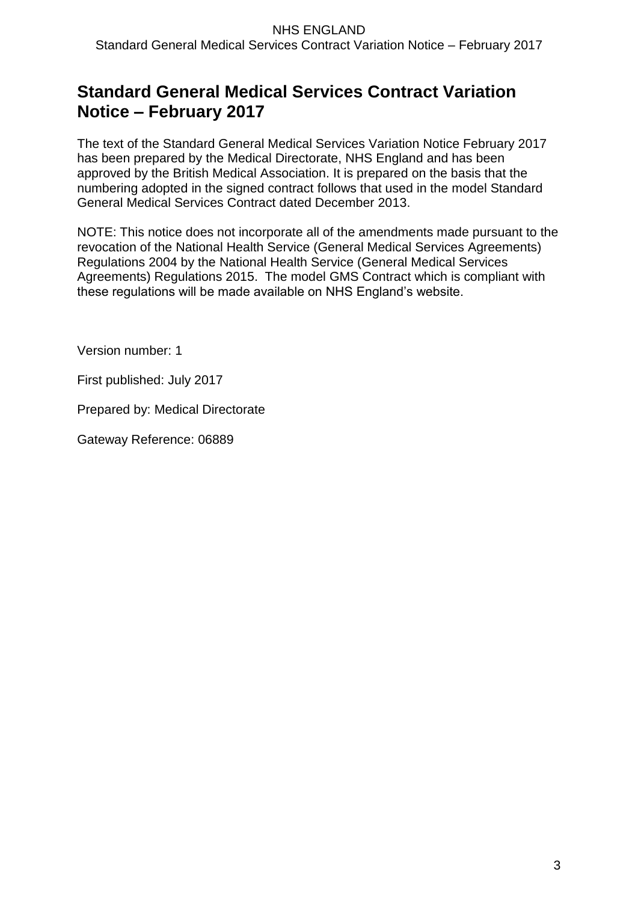# Standard General Medical Services Contract Variation Notice – February 2017

The text of the Standard General Medical Services Variation Notice February 2017 has been prepared by the Medical Directorate, NHS England and has been approved by the British Medical Association. It is prepared on the basis that the numbering adopted in the signed contract follows that used in the model Standard General Medical Services Contract dated December 2013.

NOTE: This notice does not incorporate all of the amendments made pursuant to the revocation of the National Health Service (General Medical Services Agreements) Regulations 2004 by the National Health Service (General Medical Services Agreements) Regulations 2015. The model GMS Contract which is compliant with these regulations will be made available on NHS England's website.

Version number: 1

First published: July 2017

Prepared by: Medical Directorate

Gateway Reference: 06889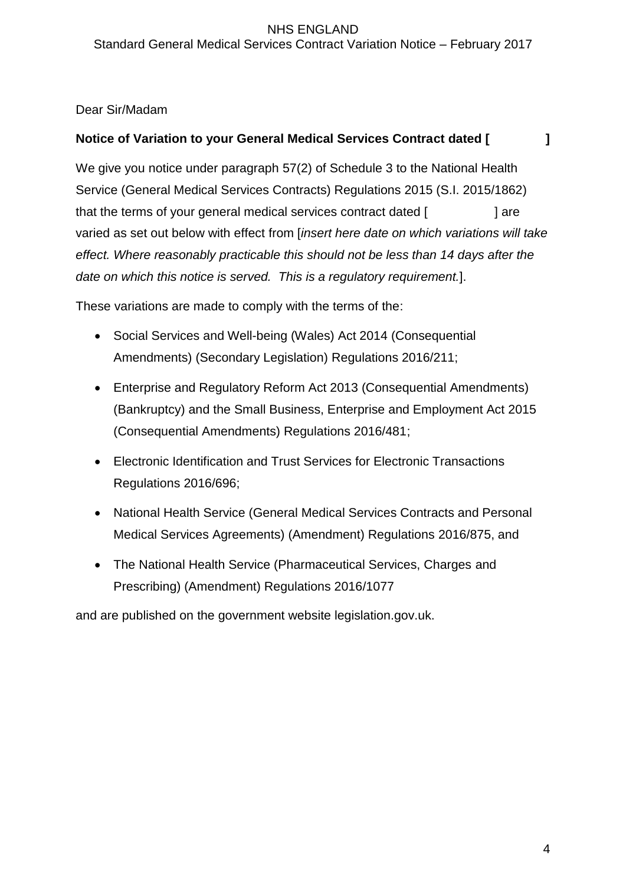Dear Sir/Madam

**Notice of Variation to your General Medical Services Contract dated [ ]**

We give you notice under paragraph 57(2) of Schedule 3 to the National Health Service (General Medical Services Contracts) Regulations 2015 (S.I. 2015/1862) that the terms of your general medical services contract dated [ ] are varied as set out below with effect from [*insert here date on which variations will take effect. Where reasonably practicable this should not be less than 14 days after the date on which this notice is served. This is a regulatory requirement.*].

These variations are made to comply with the terms of the:

- Social Services and Well-being (Wales) Act 2014 (Consequential Amendments) (Secondary Legislation) Regulations 2016/211;
- Enterprise and Regulatory Reform Act 2013 (Consequential Amendments) (Bankruptcy) and the Small Business, Enterprise and Employment Act 2015 (Consequential Amendments) Regulations 2016/481;
- Electronic Identification and Trust Services for Electronic Transactions Regulations 2016/696;
- National Health Service (General Medical Services Contracts and Personal Medical Services Agreements) (Amendment) Regulations 2016/875, and
- The National Health Service (Pharmaceutical Services, Charges and Prescribing) (Amendment) Regulations 2016/1077

and are published on the government website legislation.gov.uk.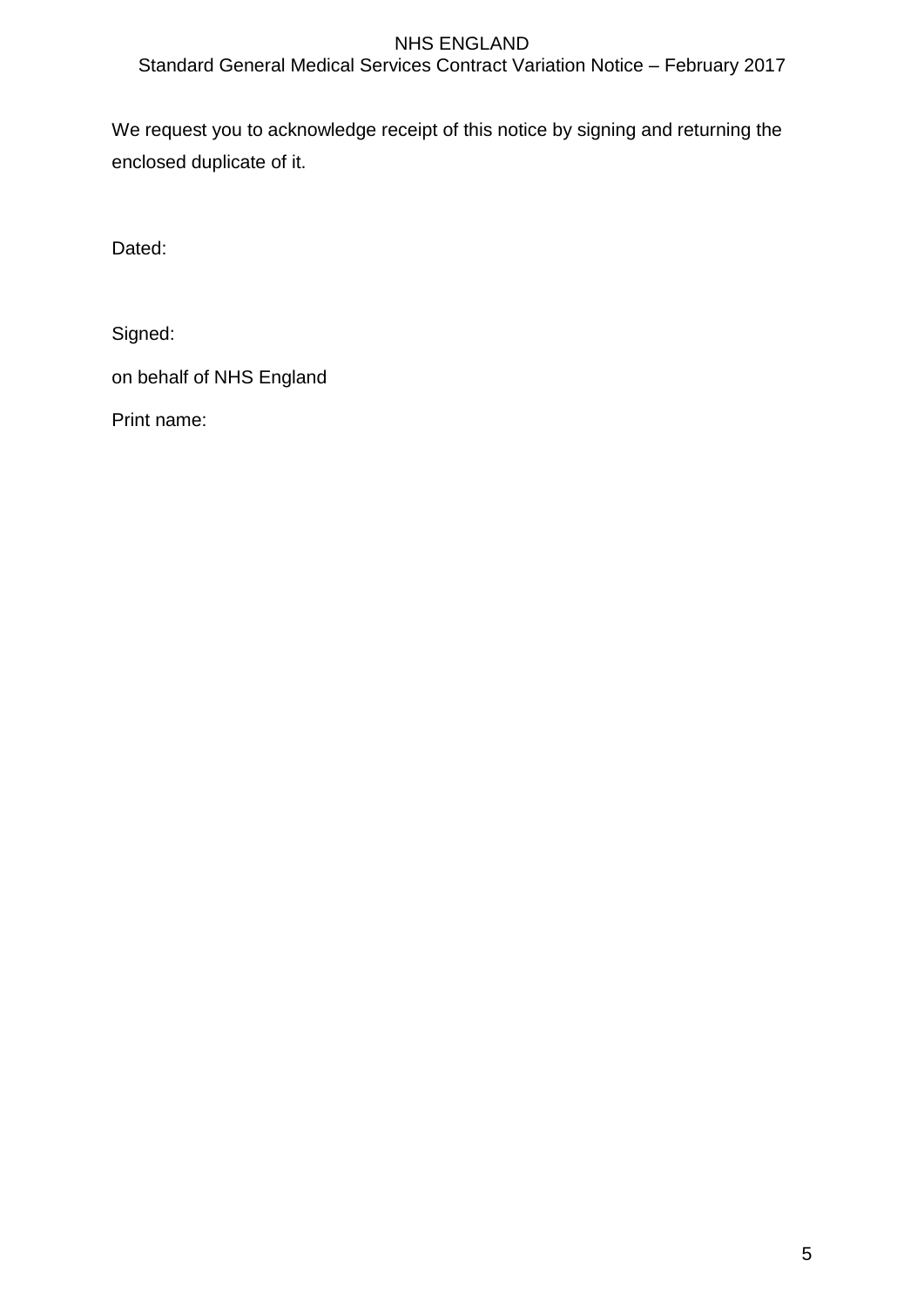We request you to acknowledge receipt of this notice by signing and returning the enclosed duplicate of it.

Dated:

Signed:

on behalf of NHS England

Print name: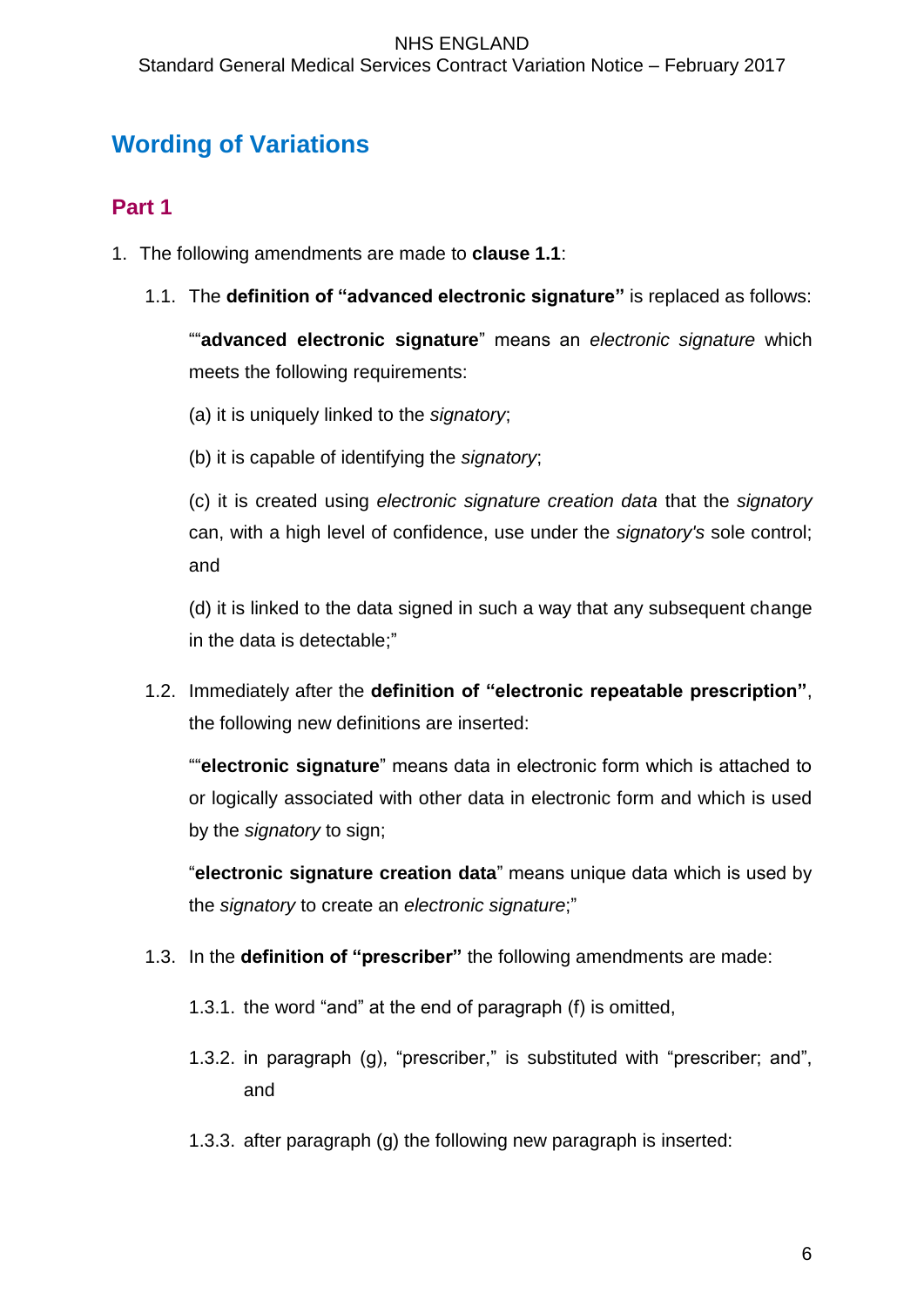## Wording of Variations

### Part 1

1. The following amendments are made to **clause 1.1**:

   1.1. The **definition of "advanced electronic signature"** is replaced as follows:

   ""**advanced electronic signature**" means an *electronic signature* which meets the following requirements:

   (a) it is uniquely linked to the *signatory*;

   (b) it is capable of identifying the *signatory*;

   (c) it is created using *electronic signature creation data* that the *signatory* can, with a high level of confidence, use under the *signatory's* sole control; and

   (d) it is linked to the data signed in such a way that any subsequent change in the data is detectable;"

   1.2. Immediately after the **definition of "electronic repeatable prescription"**, the following new definitions are inserted:

   ""**electronic signature**" means data in electronic form which is attached to or logically associated with other data in electronic form and which is used by the *signatory* to sign;

   "**electronic signature creation data**" means unique data which is used by the *signatory* to create an *electronic signature*;"

   1.3. In the **definition of "prescriber"** the following amendments are made:

   1.3.1. the word "and" at the end of paragraph (f) is omitted,

   1.3.2. in paragraph (g), "prescriber," is substituted with "prescriber; and", and

   1.3.3. after paragraph (g) the following new paragraph is inserted: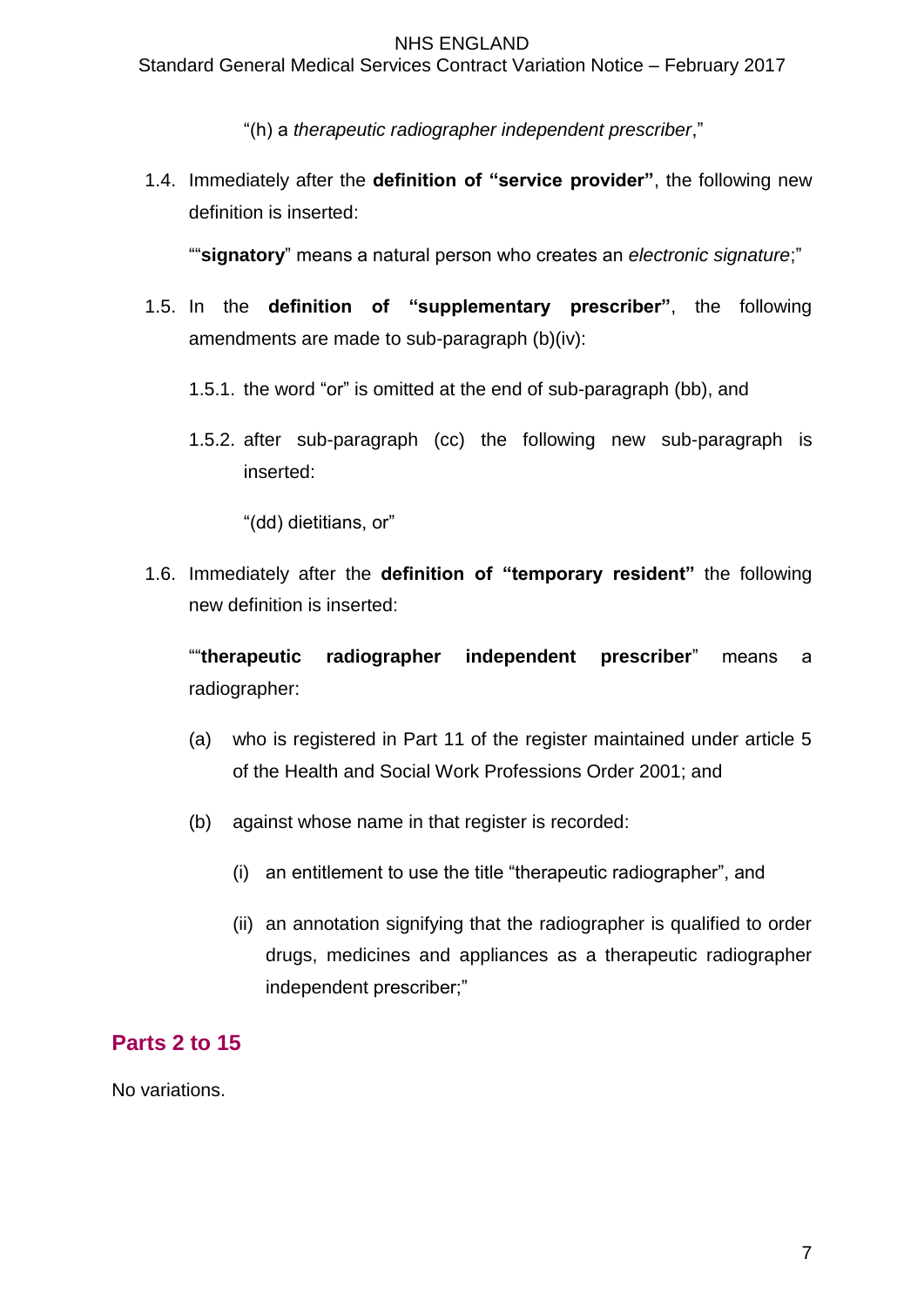"(h) a *therapeutic radiographer independent prescriber*,"

1.4. Immediately after the **definition of "service provider"**, the following new definition is inserted:

""**signatory**" means a natural person who creates an *electronic signature*;"

1.5. In the **definition of "supplementary prescriber"**, the following amendments are made to sub-paragraph (b)(iv):

1.5.1. the word "or" is omitted at the end of sub-paragraph (bb), and

1.5.2. after sub-paragraph (cc) the following new sub-paragraph is inserted:

"(dd) dietitians, or"

1.6. Immediately after the **definition of "temporary resident"** the following new definition is inserted:

""**therapeutic radiographer independent prescriber**" means a radiographer:

(a) who is registered in Part 11 of the register maintained under article 5 of the Health and Social Work Professions Order 2001; and

(b) against whose name in that register is recorded:

(i) an entitlement to use the title "therapeutic radiographer", and

(ii) an annotation signifying that the radiographer is qualified to order drugs, medicines and appliances as a therapeutic radiographer independent prescriber;"

## Parts 2 to 15

No variations.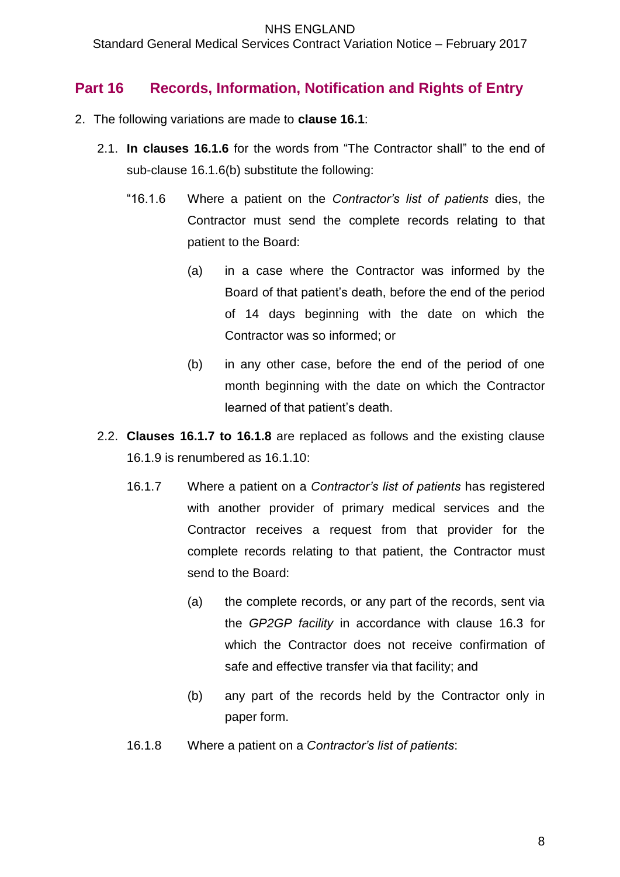## Part 16 Records, Information, Notification and Rights of Entry

2. The following variations are made to **clause 16.1**:

   2.1. **In clauses 16.1.6** for the words from "The Contractor shall" to the end of sub-clause 16.1.6(b) substitute the following:

   "16.1.6 Where a patient on the *Contractor's list of patients* dies, the Contractor must send the complete records relating to that patient to the Board:

   (a) in a case where the Contractor was informed by the Board of that patient's death, before the end of the period of 14 days beginning with the date on which the Contractor was so informed; or

   (b) in any other case, before the end of the period of one month beginning with the date on which the Contractor learned of that patient's death.

   2.2. **Clauses 16.1.7 to 16.1.8** are replaced as follows and the existing clause 16.1.9 is renumbered as 16.1.10:

   16.1.7 Where a patient on a *Contractor's list of patients* has registered with another provider of primary medical services and the Contractor receives a request from that provider for the complete records relating to that patient, the Contractor must send to the Board:

   (a) the complete records, or any part of the records, sent via the *GP2GP facility* in accordance with clause 16.3 for which the Contractor does not receive confirmation of safe and effective transfer via that facility; and

   (b) any part of the records held by the Contractor only in paper form.

   16.1.8 Where a patient on a *Contractor's list of patients*: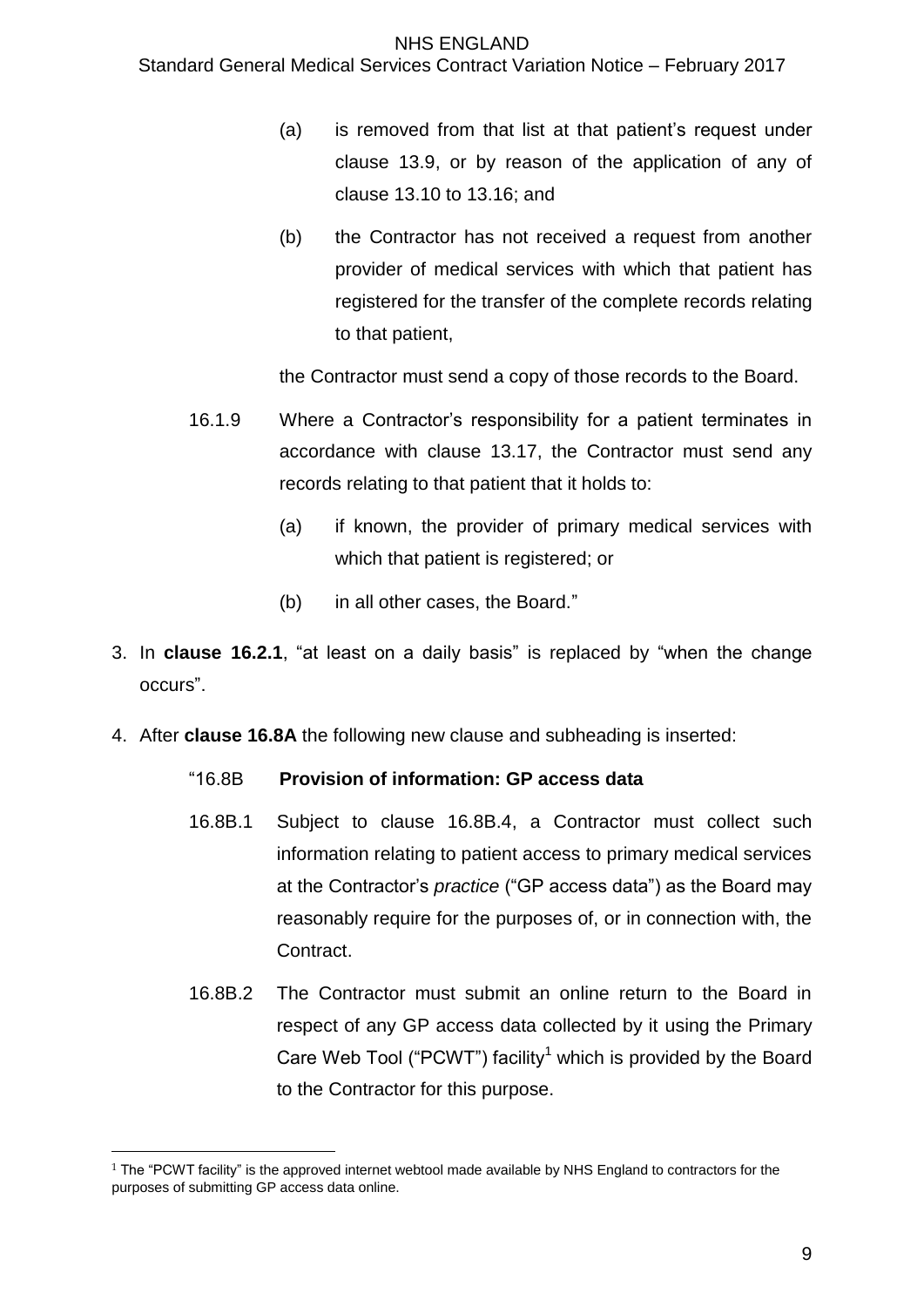(a) is removed from that list at that patient's request under clause 13.9, or by reason of the application of any of clause 13.10 to 13.16; and

(b) the Contractor has not received a request from another provider of medical services with which that patient has registered for the transfer of the complete records relating to that patient,

the Contractor must send a copy of those records to the Board.

16.1.9 Where a Contractor's responsibility for a patient terminates in accordance with clause 13.17, the Contractor must send any records relating to that patient that it holds to:

(a) if known, the provider of primary medical services with which that patient is registered; or

(b) in all other cases, the Board."

3. In **clause 16.2.1**, "at least on a daily basis" is replaced by "when the change occurs".

4. After **clause 16.8A** the following new clause and subheading is inserted:

"16.8B **Provision of information: GP access data**

16.8B.1 Subject to clause 16.8B.4, a Contractor must collect such information relating to patient access to primary medical services at the Contractor's *practice* ("GP access data") as the Board may reasonably require for the purposes of, or in connection with, the Contract.

16.8B.2 The Contractor must submit an online return to the Board in respect of any GP access data collected by it using the Primary Care Web Tool ("PCWT") facility[1] which is provided by the Board to the Contractor for this purpose.

[1] The "PCWT facility" is the approved internet webtool made available by NHS England to contractors for the purposes of submitting GP access data online.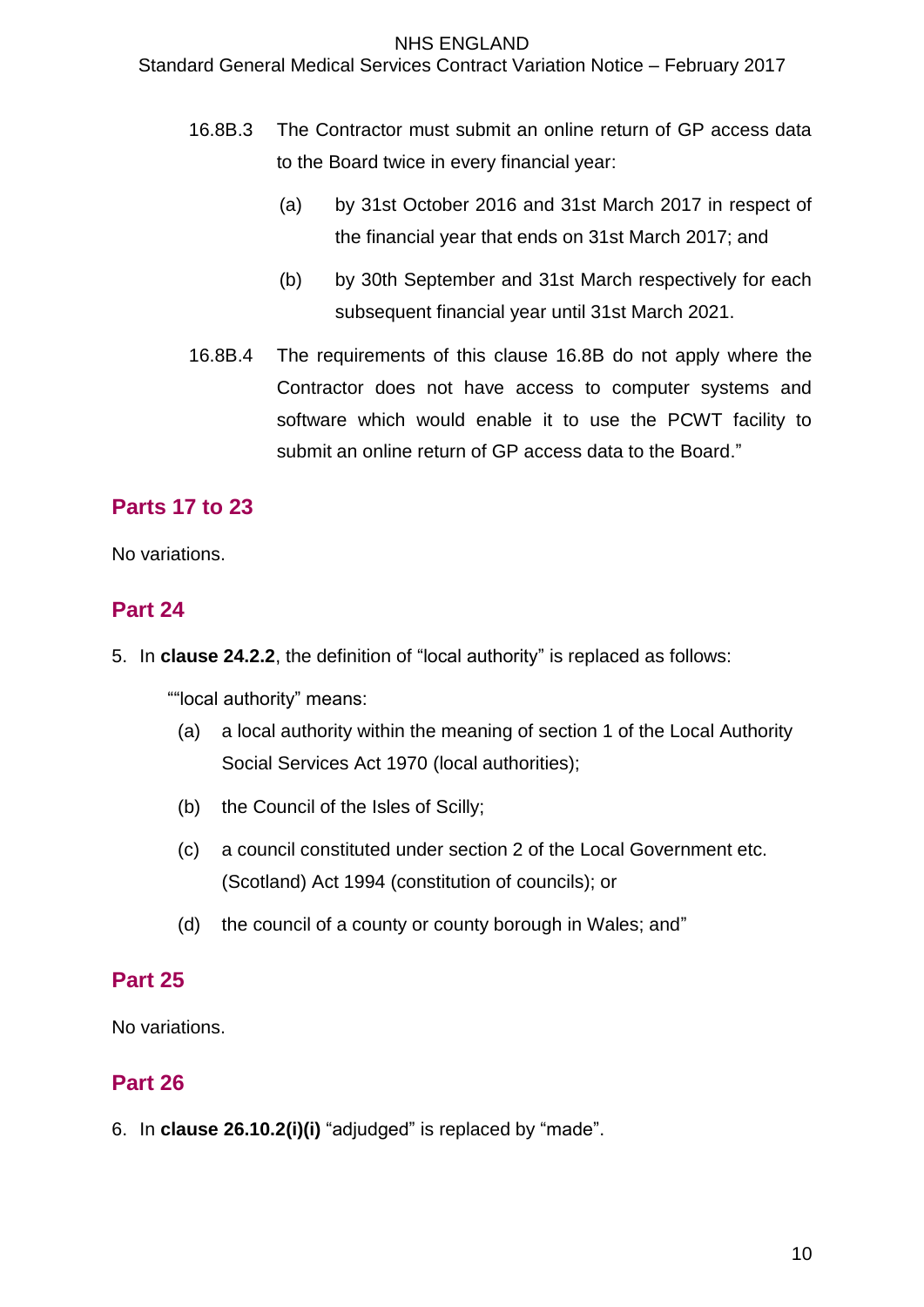16.8B.3 The Contractor must submit an online return of GP access data to the Board twice in every financial year:

(a) by 31st October 2016 and 31st March 2017 in respect of the financial year that ends on 31st March 2017; and

(b) by 30th September and 31st March respectively for each subsequent financial year until 31st March 2021.

16.8B.4 The requirements of this clause 16.8B do not apply where the Contractor does not have access to computer systems and software which would enable it to use the PCWT facility to submit an online return of GP access data to the Board."

## Parts 17 to 23

No variations.

## Part 24

5. In **clause 24.2.2**, the definition of "local authority" is replaced as follows:

""local authority" means:

(a) a local authority within the meaning of section 1 of the Local Authority Social Services Act 1970 (local authorities);

(b) the Council of the Isles of Scilly;

(c) a council constituted under section 2 of the Local Government etc. (Scotland) Act 1994 (constitution of councils); or

(d) the council of a county or county borough in Wales; and"

## Part 25

No variations.

## Part 26

6. In **clause 26.10.2(i)(i)** "adjudged" is replaced by "made".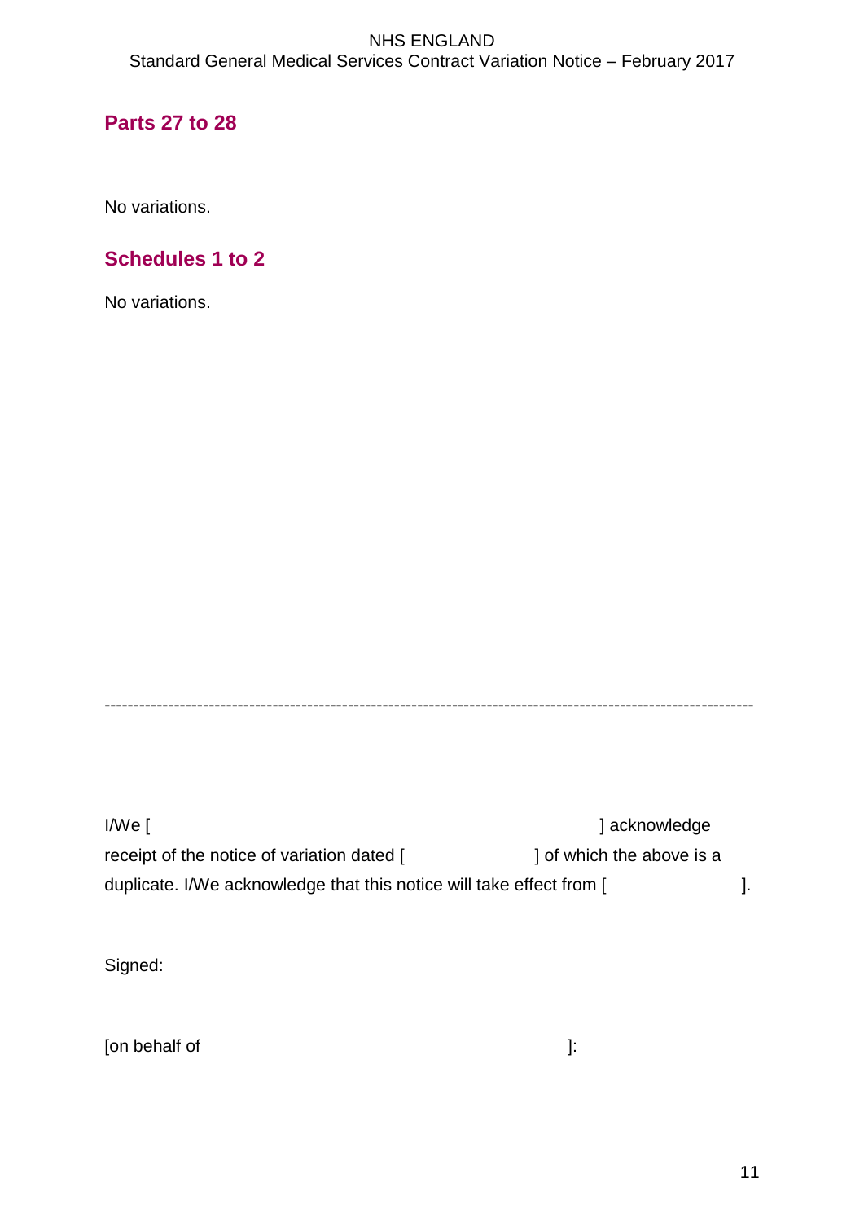## Parts 27 to 28

No variations.

## Schedules 1 to 2

No variations.

---

I/We [ ] acknowledge receipt of the notice of variation dated [ ] of which the above is a duplicate. I/We acknowledge that this notice will take effect from [ ].

Signed:

[on behalf of ]: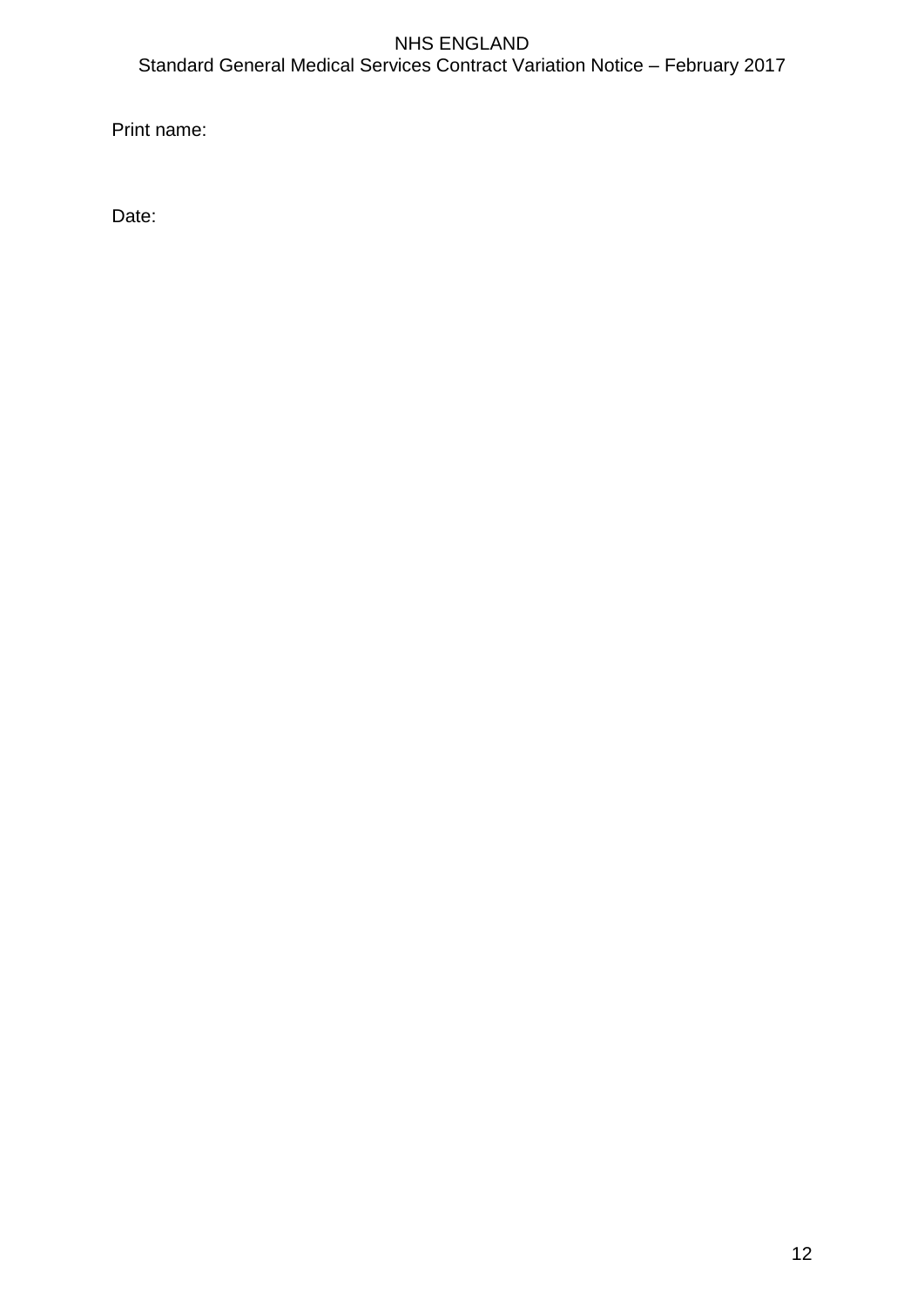Print name:

Date: